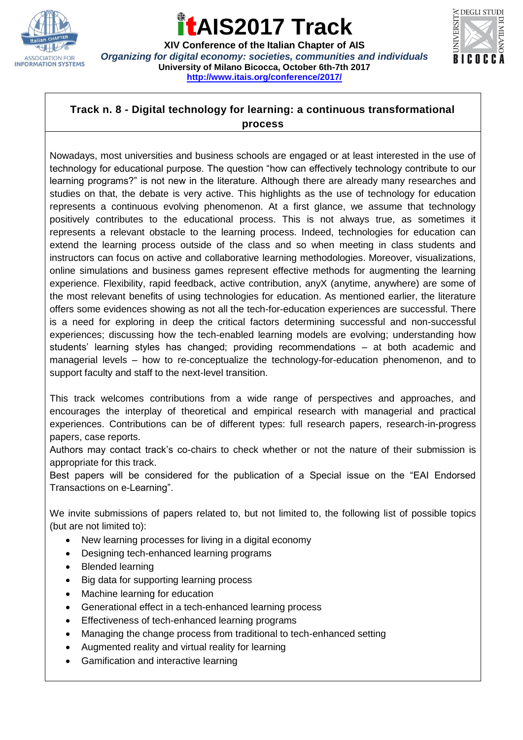# itAIS2017 Track

**XIV Conference of the Italian Chapter of AIS**

***Organizing for digital economy: societies, communities and individuals***

**University of Milano Bicocca, October 6th-7th 2017**

**http://www.itais.org/conference/2017/**

## Track n. 8 - Digital technology for learning: a continuous transformational process

Nowadays, most universities and business schools are engaged or at least interested in the use of technology for educational purpose. The question "how can effectively technology contribute to our learning programs?" is not new in the literature. Although there are already many researches and studies on that, the debate is very active. This highlights as the use of technology for education represents a continuous evolving phenomenon. At a first glance, we assume that technology positively contributes to the educational process. This is not always true, as sometimes it represents a relevant obstacle to the learning process. Indeed, technologies for education can extend the learning process outside of the class and so when meeting in class students and instructors can focus on active and collaborative learning methodologies. Moreover, visualizations, online simulations and business games represent effective methods for augmenting the learning experience. Flexibility, rapid feedback, active contribution, anyX (anytime, anywhere) are some of the most relevant benefits of using technologies for education. As mentioned earlier, the literature offers some evidences showing as not all the tech-for-education experiences are successful. There is a need for exploring in deep the critical factors determining successful and non-successful experiences; discussing how the tech-enabled learning models are evolving; understanding how students' learning styles has changed; providing recommendations – at both academic and managerial levels – how to re-conceptuaize the technology-for-education phenomenon, and to support faculty and staff to the next-level transition.

This track welcomes contributions from a wide range of perspectives and approaches, and encourages the interplay of theoretical and empirical research with managerial and practical experiences. Contributions can be of different types: full research papers, research-in-progress papers, case reports.

Authors may contact track's co-chairs to check whether or not the nature of their submission is appropriate for this track.

Best papers will be considered for the publication of a Special issue on the "EAI Endorsed Transactions on e-Learning".

We invite submissions of papers related to, but not limited to, the following list of possible topics (but are not limited to):

- New learning processes for living in a digital economy
- Designing tech-enhanced learning programs
- Blended learning
- Big data for supporting learning process
- Machine learning for education
- Generational effect in a tech-enhanced learning process
- Effectiveness of tech-enhanced learning programs
- Managing the change process from traditional to tech-enhanced setting
- Augmented reality and virtual reality for learning
- Gamification and interactive learning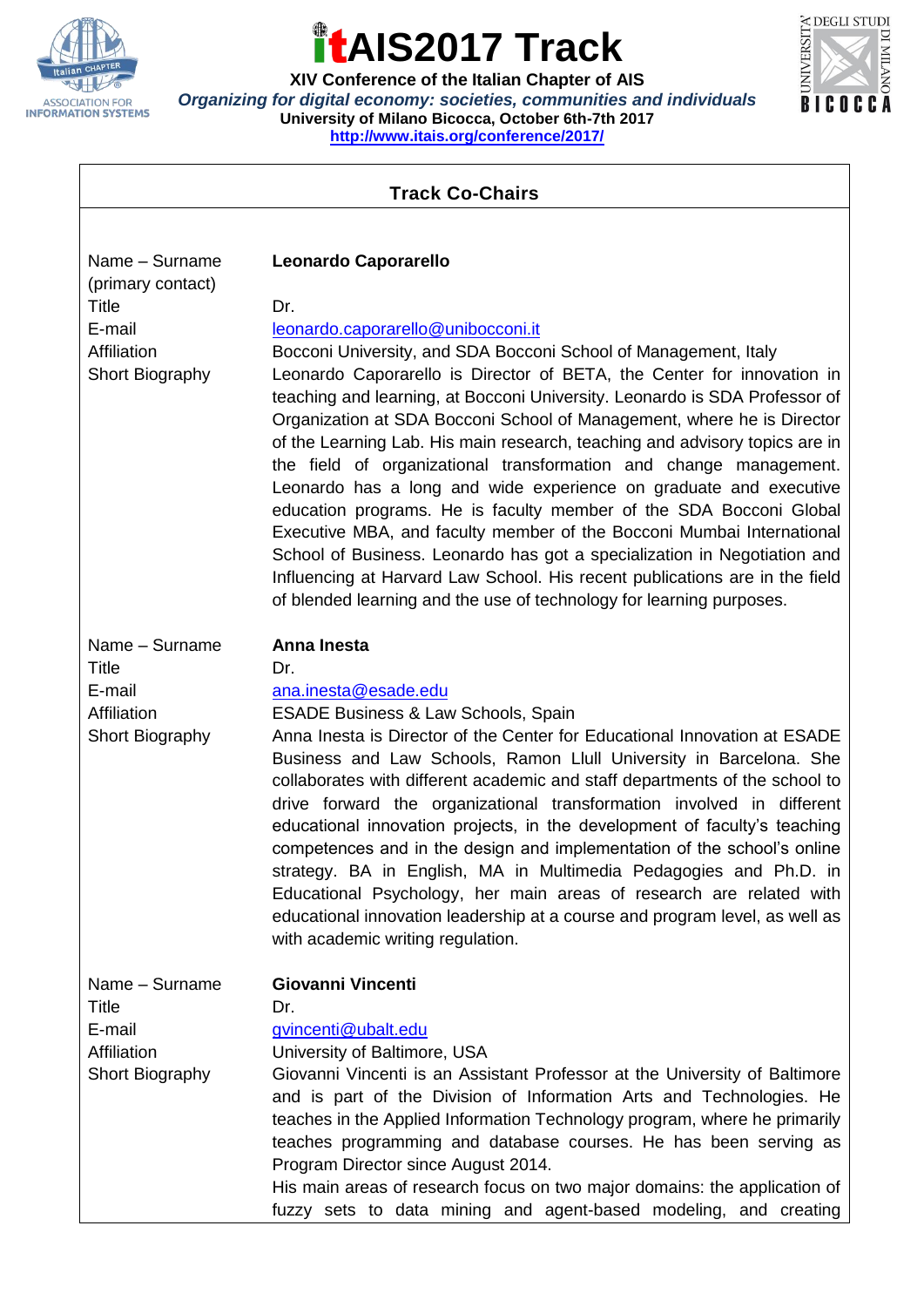# itAIS2017 Track

**XIV Conference of the Italian Chapter of AIS**

***Organizing for digital economy: societies, communities and individuals***

**University of Milano Bicocca, October 6th-7th 2017**

**http://www.itais.org/conference/2017/**

## Track Co-Chairs

| | |
|---|---|
| Name – Surname (primary contact) | **Leonardo Caporarello** |
| Title | Dr. |
| E-mail | leonardo.caporarello@unibocconi.it |
| Affiliation | Bocconi University, and SDA Bocconi School of Management, Italy |
| Short Biography | Leonardo Caporarello is Director of BETA, the Center for innovation in teaching and learning, at Bocconi University. Leonardo is SDA Professor of Organization at SDA Bocconi School of Management, where he is Director of the Learning Lab. His main research, teaching and advisory topics are in the field of organizational transformation and change management. Leonardo has a long and wide experience on graduate and executive education programs. He is faculty member of the SDA Bocconi Global Executive MBA, and faculty member of the Bocconi Mumbai International School of Business. Leonardo has got a specialization in Negotiation and Influencing at Harvard Law School. His recent publications are in the field of blended learning and the use of technology for learning purposes. |
| Name – Surname | **Anna Inesta** |
| Title | Dr. |
| E-mail | ana.inesta@esade.edu |
| Affiliation | ESADE Business & Law Schools, Spain |
| Short Biography | Anna Inesta is Director of the Center for Educational Innovation at ESADE Business and Law Schools, Ramon Llull University in Barcelona. She collaborates with different academic and staff departments of the school to drive forward the organizational transformation involved in different educational innovation projects, in the development of faculty's teaching competences and in the design and implementation of the school's online strategy. BA in English, MA in Multimedia Pedagogies and Ph.D. in Educational Psychology, her main areas of research are related with educational innovation leadership at a course and program level, as well as with academic writing regulation. |
| Name – Surname | **Giovanni Vincenti** |
| Title | Dr. |
| E-mail | gvincenti@ubalt.edu |
| Affiliation | University of Baltimore, USA |
| Short Biography | Giovanni Vincenti is an Assistant Professor at the University of Baltimore and is part of the Division of Information Arts and Technologies. He teaches in the Applied Information Technology program, where he primarily teaches programming and database courses. He has been serving as Program Director since August 2014. His main areas of research focus on two major domains: the application of fuzzy sets to data mining and agent-based modeling, and creating |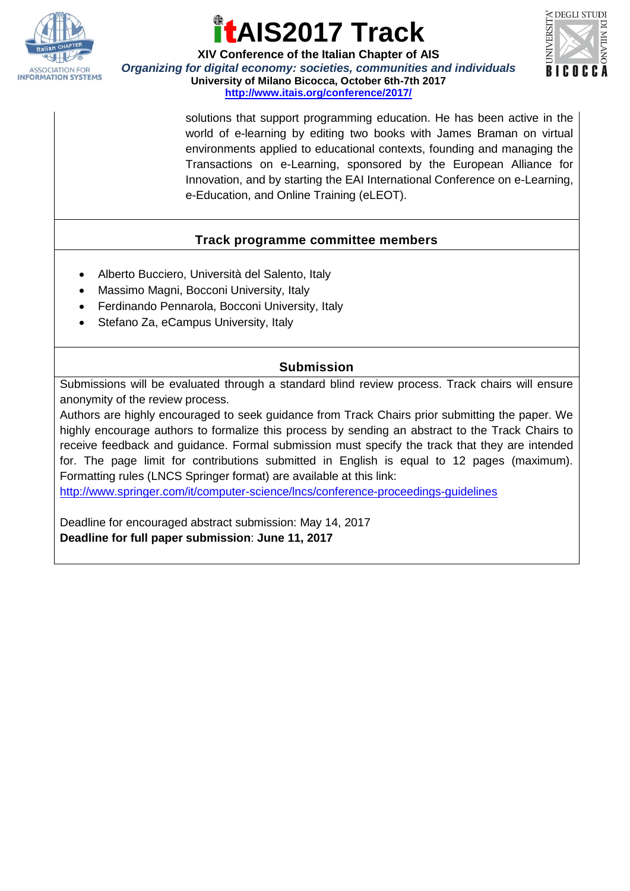solutions that support programming education. He has been active in the world of e-learning by editing two books with James Braman on virtual environments applied to educational contexts, founding and managing the Transactions on e-Learning, sponsored by the European Alliance for Innovation, and by starting the EAI International Conference on e-Learning, e-Education, and Online Training (eLEOT).

## Track programme committee members

- Alberto Bucciero, Università del Salento, Italy
- Massimo Magni, Bocconi University, Italy
- Ferdinando Pennarola, Bocconi University, Italy
- Stefano Za, eCampus University, Italy

## Submission

Submissions will be evaluated through a standard blind review process. Track chairs will ensure anonymity of the review process.

Authors are highly encouraged to seek guidance from Track Chairs prior submitting the paper. We highly encourage authors to formalize this process by sending an abstract to the Track Chairs to receive feedback and guidance. Formal submission must specify the track that they are intended for. The page limit for contributions submitted in English is equal to 12 pages (maximum). Formatting rules (LNCS Springer format) are available at this link:

http://www.springer.com/it/computer-science/lncs/conference-proceedings-guidelines

Deadline for encouraged abstract submission: May 14, 2017

**Deadline for full paper submission**: **June 11, 2017**